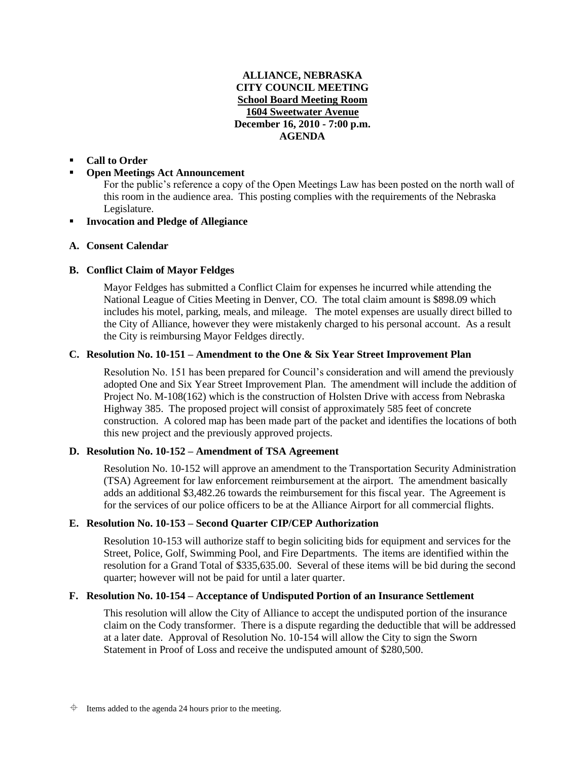**ALLIANCE, NEBRASKA**
**CITY COUNCIL MEETING**
**School Board Meeting Room**
**1604 Sweetwater Avenue**
**December 16, 2010 - 7:00 p.m.**
**AGENDA**

- **Call to Order**
- **Open Meetings Act Announcement**

  For the public's reference a copy of the Open Meetings Law has been posted on the north wall of this room in the audience area. This posting complies with the requirements of the Nebraska Legislature.
- **Invocation and Pledge of Allegiance**

**A. Consent Calendar**

**B. Conflict Claim of Mayor Feldges**

Mayor Feldges has submitted a Conflict Claim for expenses he incurred while attending the National League of Cities Meeting in Denver, CO. The total claim amount is $898.09 which includes his motel, parking, meals, and mileage. The motel expenses are usually direct billed to the City of Alliance, however they were mistakenly charged to his personal account. As a result the City is reimbursing Mayor Feldges directly.

**C. Resolution No. 10-151 – Amendment to the One & Six Year Street Improvement Plan**

Resolution No. 151 has been prepared for Council's consideration and will amend the previously adopted One and Six Year Street Improvement Plan. The amendment will include the addition of Project No. M-108(162) which is the construction of Holsten Drive with access from Nebraska Highway 385. The proposed project will consist of approximately 585 feet of concrete construction. A colored map has been made part of the packet and identifies the locations of both this new project and the previously approved projects.

**D. Resolution No. 10-152 – Amendment of TSA Agreement**

Resolution No. 10-152 will approve an amendment to the Transportation Security Administration (TSA) Agreement for law enforcement reimbursement at the airport. The amendment basically adds an additional $3,482.26 towards the reimbursement for this fiscal year. The Agreement is for the services of our police officers to be at the Alliance Airport for all commercial flights.

**E. Resolution No. 10-153 – Second Quarter CIP/CEP Authorization**

Resolution 10-153 will authorize staff to begin soliciting bids for equipment and services for the Street, Police, Golf, Swimming Pool, and Fire Departments. The items are identified within the resolution for a Grand Total of $335,635.00. Several of these items will be bid during the second quarter; however will not be paid for until a later quarter.

**F. Resolution No. 10-154 – Acceptance of Undisputed Portion of an Insurance Settlement**

This resolution will allow the City of Alliance to accept the undisputed portion of the insurance claim on the Cody transformer. There is a dispute regarding the deductible that will be addressed at a later date. Approval of Resolution No. 10-154 will allow the City to sign the Sworn Statement in Proof of Loss and receive the undisputed amount of $280,500.

⌖ Items added to the agenda 24 hours prior to the meeting.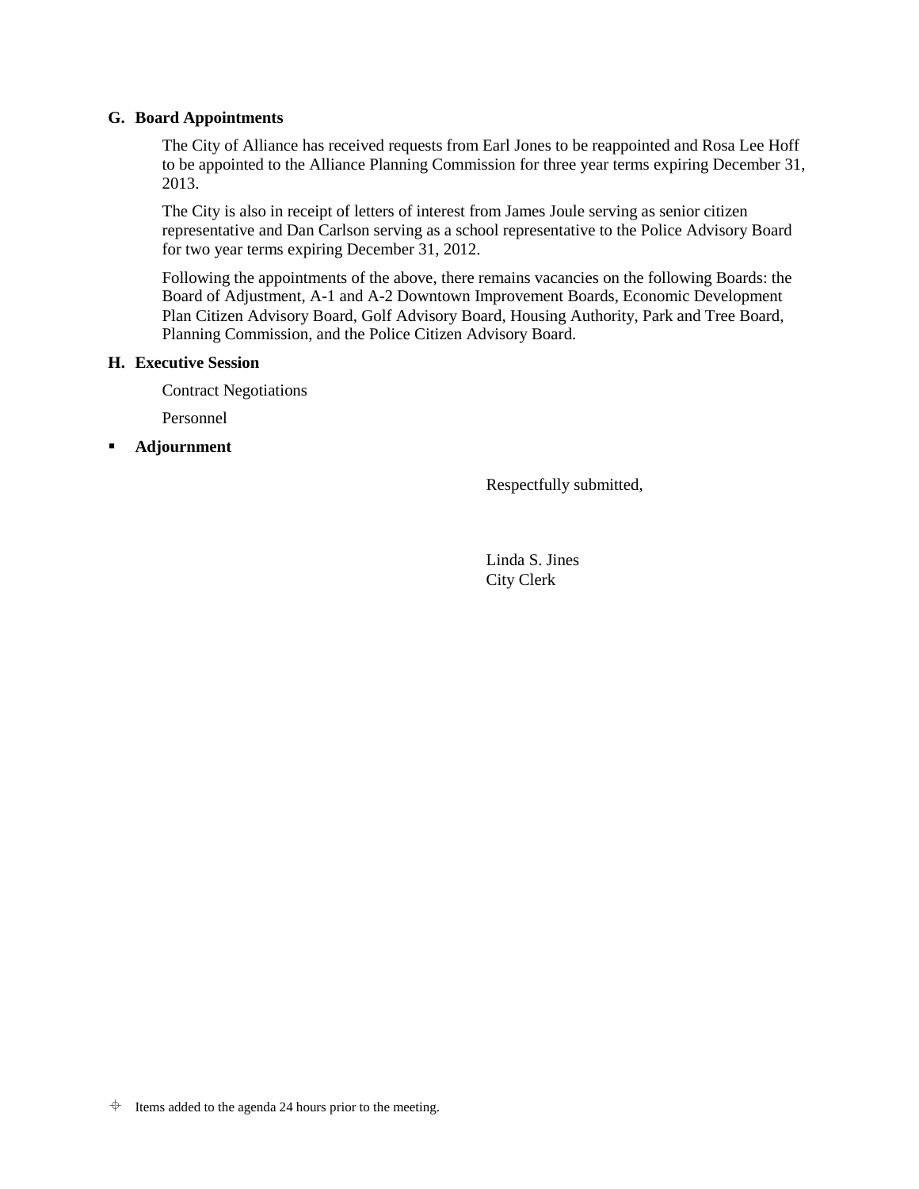**G. Board Appointments**

The City of Alliance has received requests from Earl Jones to be reappointed and Rosa Lee Hoff to be appointed to the Alliance Planning Commission for three year terms expiring December 31, 2013.

The City is also in receipt of letters of interest from James Joule serving as senior citizen representative and Dan Carlson serving as a school representative to the Police Advisory Board for two year terms expiring December 31, 2012.

Following the appointments of the above, there remains vacancies on the following Boards: the Board of Adjustment, A-1 and A-2 Downtown Improvement Boards, Economic Development Plan Citizen Advisory Board, Golf Advisory Board, Housing Authority, Park and Tree Board, Planning Commission, and the Police Citizen Advisory Board.

**H. Executive Session**

Contract Negotiations

Personnel

- **Adjournment**

Respectfully submitted,

Linda S. Jines
City Clerk

⌖ Items added to the agenda 24 hours prior to the meeting.